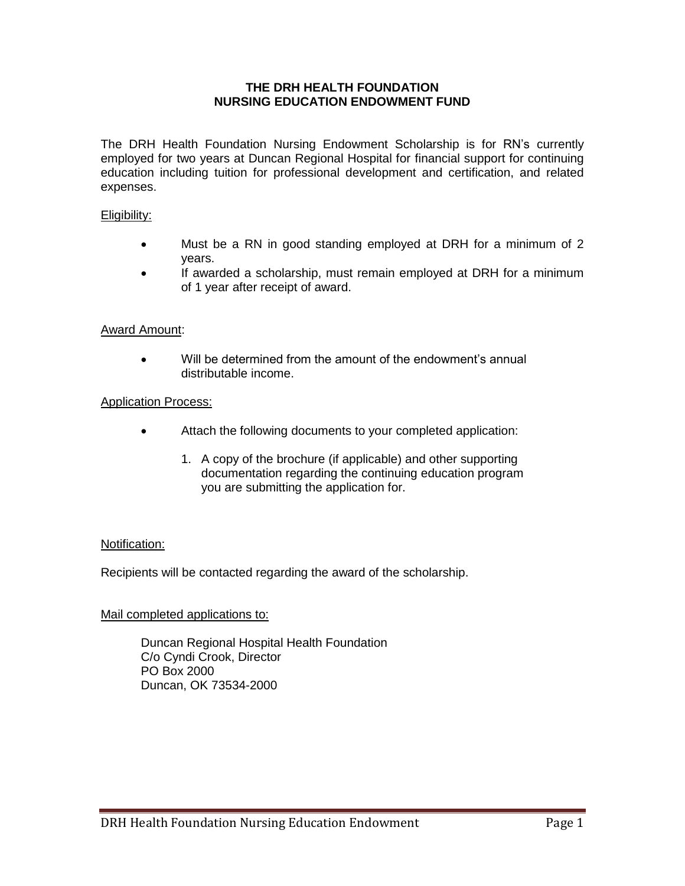# THE DRH HEALTH FOUNDATION
# NURSING EDUCATION ENDOWMENT FUND

The DRH Health Foundation Nursing Endowment Scholarship is for RN's currently employed for two years at Duncan Regional Hospital for financial support for continuing education including tuition for professional development and certification, and related expenses.

Eligibility:

- Must be a RN in good standing employed at DRH for a minimum of 2 years.
- If awarded a scholarship, must remain employed at DRH for a minimum of 1 year after receipt of award.

Award Amount:

- Will be determined from the amount of the endowment's annual distributable income.

Application Process:

- Attach the following documents to your completed application:
  1. A copy of the brochure (if applicable) and other supporting documentation regarding the continuing education program you are submitting the application for.

Notification:

Recipients will be contacted regarding the award of the scholarship.

Mail completed applications to:

Duncan Regional Hospital Health Foundation
C/o Cyndi Crook, Director
PO Box 2000
Duncan, OK 73534-2000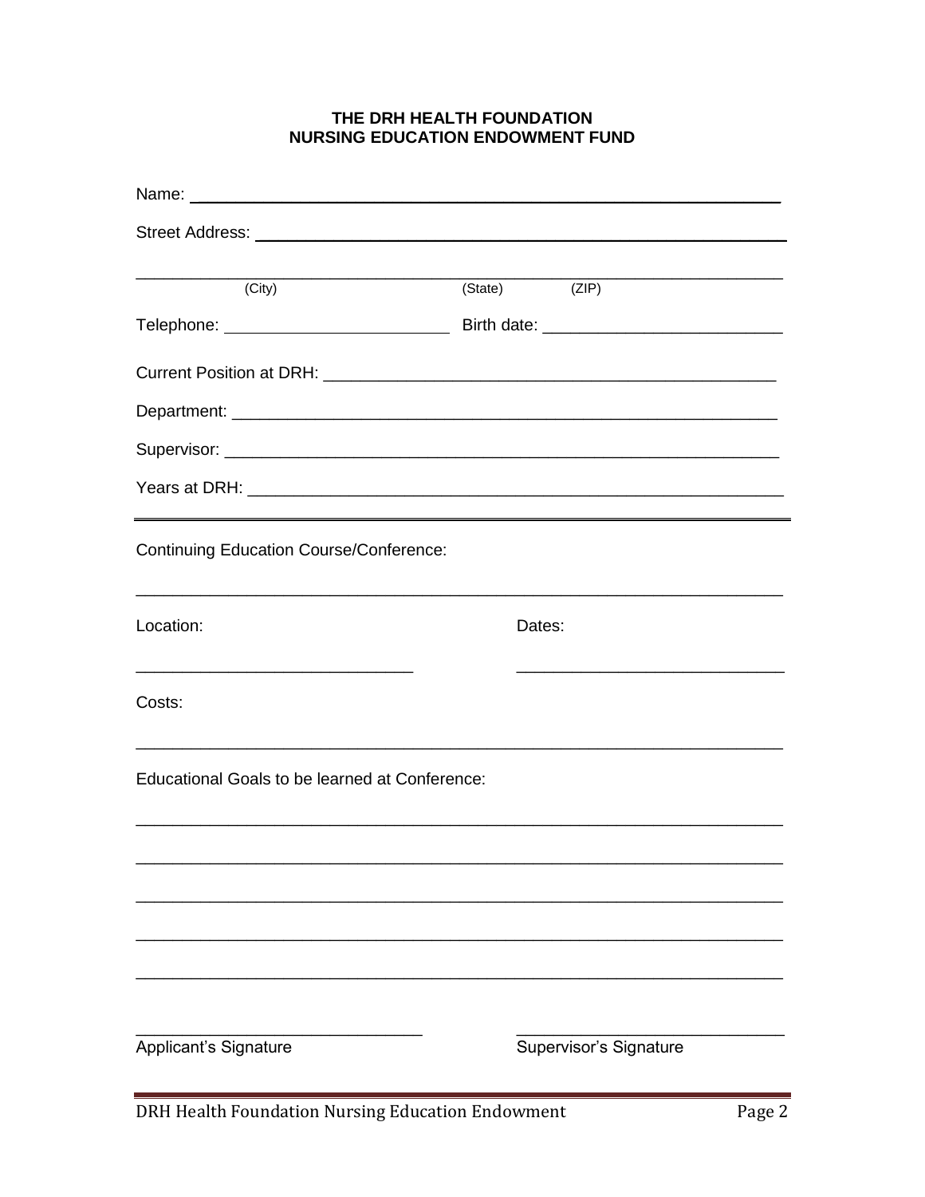**THE DRH HEALTH FOUNDATION**
**NURSING EDUCATION ENDOWMENT FUND**

Name: ______________________________________________________________

Street Address: ______________________________________________________

_____________________________________________________________________
(City) (State) (ZIP)

Telephone: ________________________ Birth date: _________________________

Current Position at DRH: _______________________________________________

Department: _________________________________________________________

Supervisor: _________________________________________________________

Years at DRH: _______________________________________________________

---

Continuing Education Course/Conference:

_____________________________________________________________________

Location: Dates:

_____________________________ _____________________________

Costs:

_____________________________________________________________________

Educational Goals to be learned at Conference:

_____________________________________________________________________

_____________________________________________________________________

_____________________________________________________________________

_____________________________________________________________________

_____________________________________________________________________

_____________________________ _____________________________
Applicant's Signature Supervisor's Signature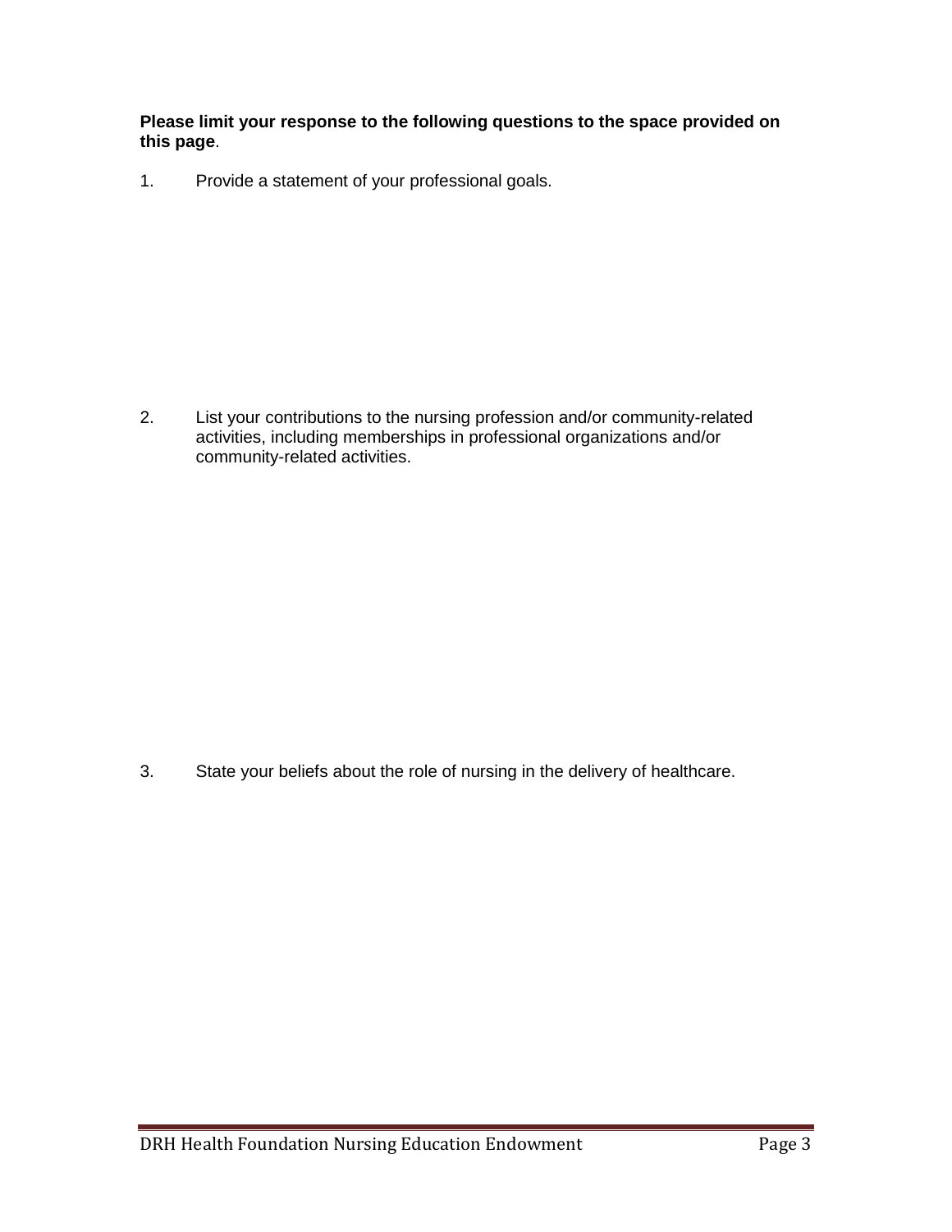**Please limit your response to the following questions to the space provided on this page**.

1. Provide a statement of your professional goals.

2. List your contributions to the nursing profession and/or community-related activities, including memberships in professional organizations and/or community-related activities.

3. State your beliefs about the role of nursing in the delivery of healthcare.